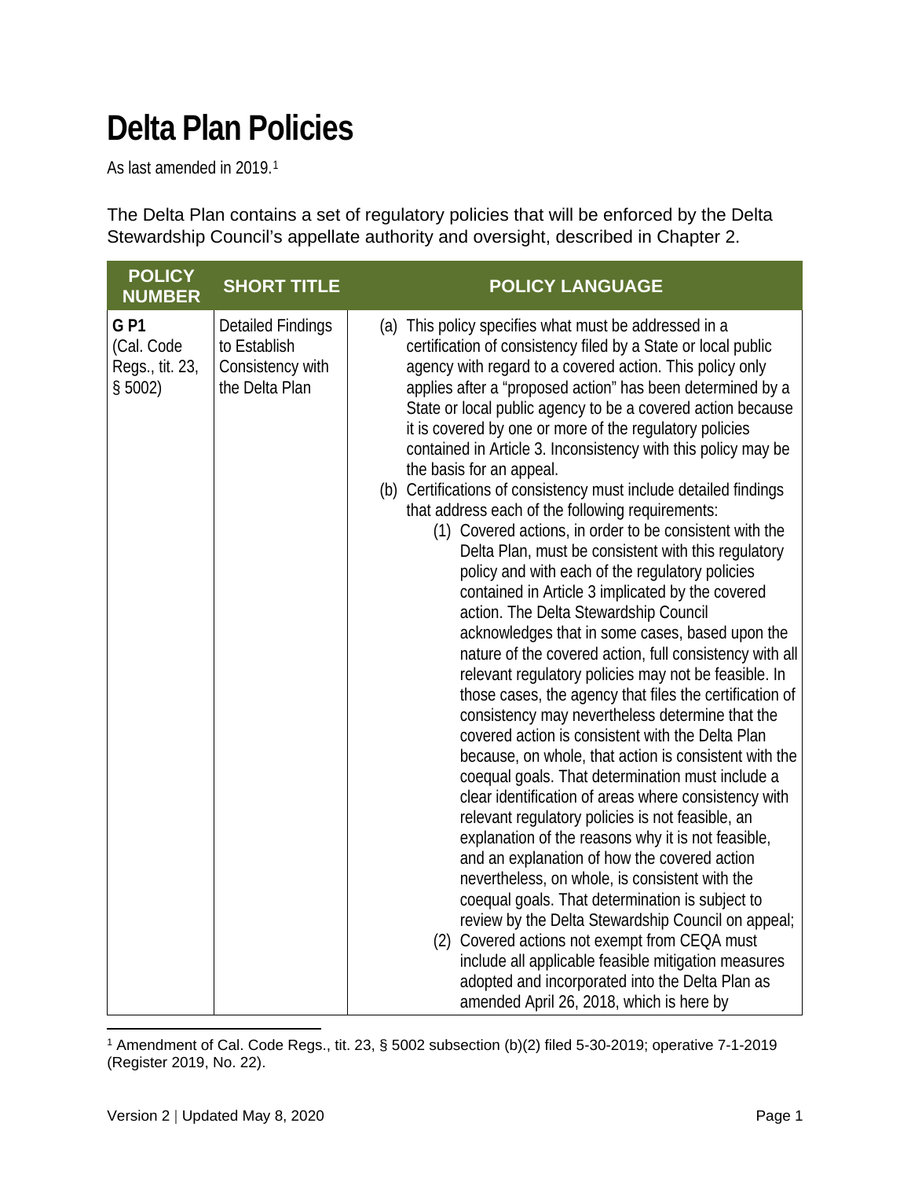# Delta Plan Policies

As last amended in 2019.[1]

The Delta Plan contains a set of regulatory policies that will be enforced by the Delta Stewardship Council's appellate authority and oversight, described in Chapter 2.

| POLICY NUMBER | SHORT TITLE | POLICY LANGUAGE |
|---|---|---|
| **G P1** (Cal. Code Regs., tit. 23, § 5002) | Detailed Findings to Establish Consistency with the Delta Plan | (a) This policy specifies what must be addressed in a certification of consistency filed by a State or local public agency with regard to a covered action. This policy only applies after a "proposed action" has been determined by a State or local public agency to be a covered action because it is covered by one or more of the regulatory policies contained in Article 3. Inconsistency with this policy may be the basis for an appeal.<br>(b) Certifications of consistency must include detailed findings that address each of the following requirements:<br>(1) Covered actions, in order to be consistent with the Delta Plan, must be consistent with this regulatory policy and with each of the regulatory policies contained in Article 3 implicated by the covered action. The Delta Stewardship Council acknowledges that in some cases, based upon the nature of the covered action, full consistency with all relevant regulatory policies may not be feasible. In those cases, the agency that files the certification of consistency may nevertheless determine that the covered action is consistent with the Delta Plan because, on whole, that action is consistent with the coequal goals. That determination must include a clear identification of areas where consistency with relevant regulatory policies is not feasible, an explanation of the reasons why it is not feasible, and an explanation of how the covered action nevertheless, on whole, is consistent with the coequal goals. That determination is subject to review by the Delta Stewardship Council on appeal;<br>(2) Covered actions not exempt from CEQA must include all applicable feasible mitigation measures adopted and incorporated into the Delta Plan as amended April 26, 2018, which is here by |

[1] Amendment of Cal. Code Regs., tit. 23, § 5002 subsection (b)(2) filed 5-30-2019; operative 7-1-2019 (Register 2019, No. 22).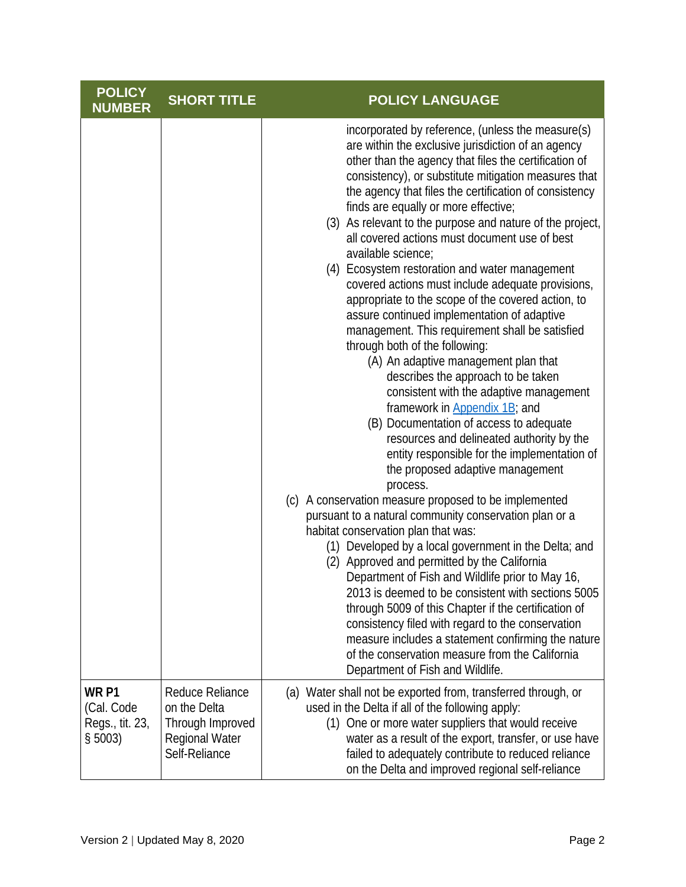| POLICY NUMBER | SHORT TITLE | POLICY LANGUAGE |
|---|---|---|
| | | incorporated by reference, (unless the measure(s) are within the exclusive jurisdiction of an agency other than the agency that files the certification of consistency), or substitute mitigation measures that the agency that files the certification of consistency finds are equally or more effective;<br>(3) As relevant to the purpose and nature of the project, all covered actions must document use of best available science;<br>(4) Ecosystem restoration and water management covered actions must include adequate provisions, appropriate to the scope of the covered action, to assure continued implementation of adaptive management. This requirement shall be satisfied through both of the following:<br>(A) An adaptive management plan that describes the approach to be taken consistent with the adaptive management framework in Appendix 1B; and<br>(B) Documentation of access to adequate resources and delineated authority by the entity responsible for the implementation of the proposed adaptive management process.<br>(c) A conservation measure proposed to be implemented pursuant to a natural community conservation plan or a habitat conservation plan that was:<br>(1) Developed by a local government in the Delta; and<br>(2) Approved and permitted by the California Department of Fish and Wildlife prior to May 16, 2013 is deemed to be consistent with sections 5005 through 5009 of this Chapter if the certification of consistency filed with regard to the conservation measure includes a statement confirming the nature of the conservation measure from the California Department of Fish and Wildlife. |
| **WR P1** (Cal. Code Regs., tit. 23, § 5003) | Reduce Reliance on the Delta Through Improved Regional Water Self-Reliance | (a) Water shall not be exported from, transferred through, or used in the Delta if all of the following apply:<br>(1) One or more water suppliers that would receive water as a result of the export, transfer, or use have failed to adequately contribute to reduced reliance on the Delta and improved regional self-reliance |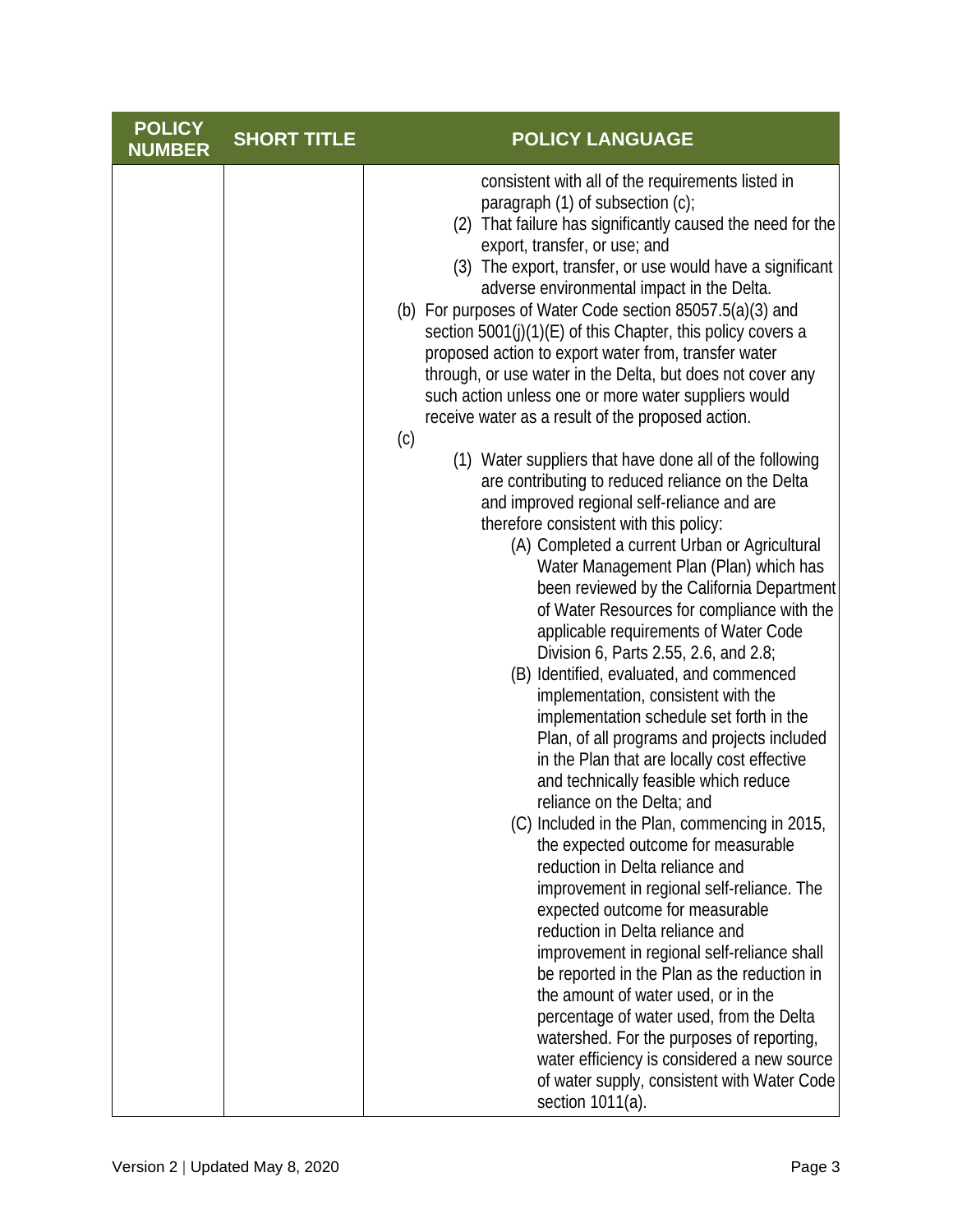| POLICY NUMBER | SHORT TITLE | POLICY LANGUAGE |
|---|---|---|
| | | consistent with all of the requirements listed in paragraph (1) of subsection (c);<br>(2) That failure has significantly caused the need for the export, transfer, or use; and<br>(3) The export, transfer, or use would have a significant adverse environmental impact in the Delta.<br>(b) For purposes of Water Code section 85057.5(a)(3) and section 5001(j)(1)(E) of this Chapter, this policy covers a proposed action to export water from, transfer water through, or use water in the Delta, but does not cover any such action unless one or more water suppliers would receive water as a result of the proposed action.<br>(c)<br>(1) Water suppliers that have done all of the following are contributing to reduced reliance on the Delta and improved regional self-reliance and are therefore consistent with this policy:<br>(A) Completed a current Urban or Agricultural Water Management Plan (Plan) which has been reviewed by the California Department of Water Resources for compliance with the applicable requirements of Water Code Division 6, Parts 2.55, 2.6, and 2.8;<br>(B) Identified, evaluated, and commenced implementation, consistent with the implementation schedule set forth in the Plan, of all programs and projects included in the Plan that are locally cost effective and technically feasible which reduce reliance on the Delta; and<br>(C) Included in the Plan, commencing in 2015, the expected outcome for measurable reduction in Delta reliance and improvement in regional self-reliance. The expected outcome for measurable reduction in Delta reliance and improvement in regional self-reliance shall be reported in the Plan as the reduction in the amount of water used, or in the percentage of water used, from the Delta watershed. For the purposes of reporting, water efficiency is considered a new source of water supply, consistent with Water Code section 1011(a). |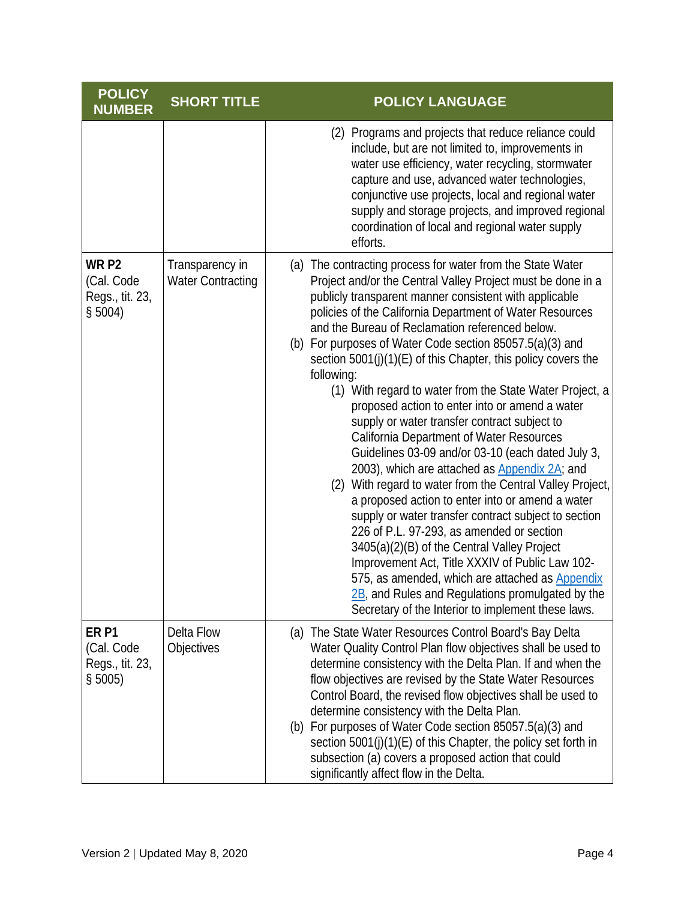| POLICY NUMBER | SHORT TITLE | POLICY LANGUAGE |
|---|---|---|
| | | (2) Programs and projects that reduce reliance could include, but are not limited to, improvements in water use efficiency, water recycling, stormwater capture and use, advanced water technologies, conjunctive use projects, local and regional water supply and storage projects, and improved regional coordination of local and regional water supply efforts. |
| **WR P2** (Cal. Code Regs., tit. 23, § 5004) | Transparency in Water Contracting | (a) The contracting process for water from the State Water Project and/or the Central Valley Project must be done in a publicly transparent manner consistent with applicable policies of the California Department of Water Resources and the Bureau of Reclamation referenced below.<br>(b) For purposes of Water Code section 85057.5(a)(3) and section 5001(j)(1)(E) of this Chapter, this policy covers the following:<br>(1) With regard to water from the State Water Project, a proposed action to enter into or amend a water supply or water transfer contract subject to California Department of Water Resources Guidelines 03-09 and/or 03-10 (each dated July 3, 2003), which are attached as Appendix 2A; and<br>(2) With regard to water from the Central Valley Project, a proposed action to enter into or amend a water supply or water transfer contract subject to section 226 of P.L. 97-293, as amended or section 3405(a)(2)(B) of the Central Valley Project Improvement Act, Title XXXIV of Public Law 102-575, as amended, which are attached as Appendix 2B, and Rules and Regulations promulgated by the Secretary of the Interior to implement these laws. |
| **ER P1** (Cal. Code Regs., tit. 23, § 5005) | Delta Flow Objectives | (a) The State Water Resources Control Board's Bay Delta Water Quality Control Plan flow objectives shall be used to determine consistency with the Delta Plan. If and when the flow objectives are revised by the State Water Resources Control Board, the revised flow objectives shall be used to determine consistency with the Delta Plan.<br>(b) For purposes of Water Code section 85057.5(a)(3) and section 5001(j)(1)(E) of this Chapter, the policy set forth in subsection (a) covers a proposed action that could significantly affect flow in the Delta. |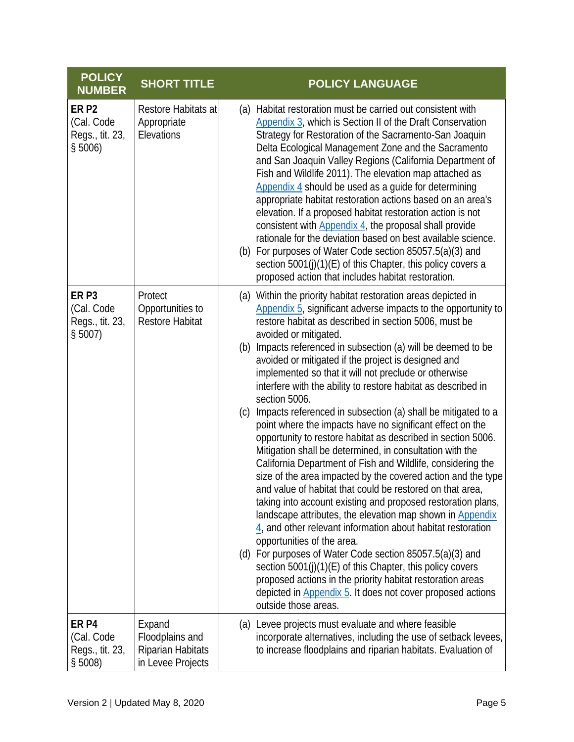| POLICY NUMBER | SHORT TITLE | POLICY LANGUAGE |
|---|---|---|
| **ER P2** (Cal. Code Regs., tit. 23, § 5006) | Restore Habitats at Appropriate Elevations | (a) Habitat restoration must be carried out consistent with Appendix 3, which is Section II of the Draft Conservation Strategy for Restoration of the Sacramento-San Joaquin Delta Ecological Management Zone and the Sacramento and San Joaquin Valley Regions (California Department of Fish and Wildlife 2011). The elevation map attached as Appendix 4 should be used as a guide for determining appropriate habitat restoration actions based on an area's elevation. If a proposed habitat restoration action is not consistent with Appendix 4, the proposal shall provide rationale for the deviation based on best available science.<br>(b) For purposes of Water Code section 85057.5(a)(3) and section 5001(j)(1)(E) of this Chapter, this policy covers a proposed action that includes habitat restoration. |
| **ER P3** (Cal. Code Regs., tit. 23, § 5007) | Protect Opportunities to Restore Habitat | (a) Within the priority habitat restoration areas depicted in Appendix 5, significant adverse impacts to the opportunity to restore habitat as described in section 5006, must be avoided or mitigated.<br>(b) Impacts referenced in subsection (a) will be deemed to be avoided or mitigated if the project is designed and implemented so that it will not preclude or otherwise interfere with the ability to restore habitat as described in section 5006.<br>(c) Impacts referenced in subsection (a) shall be mitigated to a point where the impacts have no significant effect on the opportunity to restore habitat as described in section 5006. Mitigation shall be determined, in consultation with the California Department of Fish and Wildlife, considering the size of the area impacted by the covered action and the type and value of habitat that could be restored on that area, taking into account existing and proposed restoration plans, landscape attributes, the elevation map shown in Appendix 4, and other relevant information about habitat restoration opportunities of the area.<br>(d) For purposes of Water Code section 85057.5(a)(3) and section 5001(j)(1)(E) of this Chapter, this policy covers proposed actions in the priority habitat restoration areas depicted in Appendix 5. It does not cover proposed actions outside those areas. |
| **ER P4** (Cal. Code Regs., tit. 23, § 5008) | Expand Floodplains and Riparian Habitats in Levee Projects | (a) Levee projects must evaluate and where feasible incorporate alternatives, including the use of setback levees, to increase floodplains and riparian habitats. Evaluation of |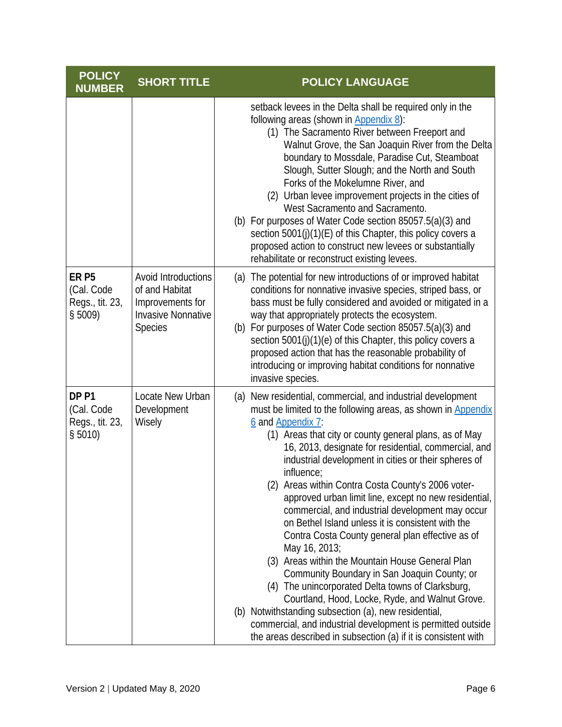| POLICY NUMBER | SHORT TITLE | POLICY LANGUAGE |
|---|---|---|
| | | setback levees in the Delta shall be required only in the following areas (shown in Appendix 8):<br>(1) The Sacramento River between Freeport and Walnut Grove, the San Joaquin River from the Delta boundary to Mossdale, Paradise Cut, Steamboat Slough, Sutter Slough; and the North and South Forks of the Mokelumne River, and<br>(2) Urban levee improvement projects in the cities of West Sacramento and Sacramento.<br>(b) For purposes of Water Code section 85057.5(a)(3) and section 5001(j)(1)(E) of this Chapter, this policy covers a proposed action to construct new levees or substantially rehabilitate or reconstruct existing levees. |
| **ER P5** (Cal. Code Regs., tit. 23, § 5009) | Avoid Introductions of and Habitat Improvements for Invasive Nonnative Species | (a) The potential for new introductions of or improved habitat conditions for nonnative invasive species, striped bass, or bass must be fully considered and avoided or mitigated in a way that appropriately protects the ecosystem.<br>(b) For purposes of Water Code section 85057.5(a)(3) and section 5001(j)(1)(e) of this Chapter, this policy covers a proposed action that has the reasonable probability of introducing or improving habitat conditions for nonnative invasive species. |
| **DP P1** (Cal. Code Regs., tit. 23, § 5010) | Locate New Urban Development Wisely | (a) New residential, commercial, and industrial development must be limited to the following areas, as shown in Appendix 6 and Appendix 7:<br>(1) Areas that city or county general plans, as of May 16, 2013, designate for residential, commercial, and industrial development in cities or their spheres of influence;<br>(2) Areas within Contra Costa County's 2006 voter-approved urban limit line, except no new residential, commercial, and industrial development may occur on Bethel Island unless it is consistent with the Contra Costa County general plan effective as of May 16, 2013;<br>(3) Areas within the Mountain House General Plan Community Boundary in San Joaquin County; or<br>(4) The unincorporated Delta towns of Clarksburg, Courtland, Hood, Locke, Ryde, and Walnut Grove.<br>(b) Notwithstanding subsection (a), new residential, commercial, and industrial development is permitted outside the areas described in subsection (a) if it is consistent with |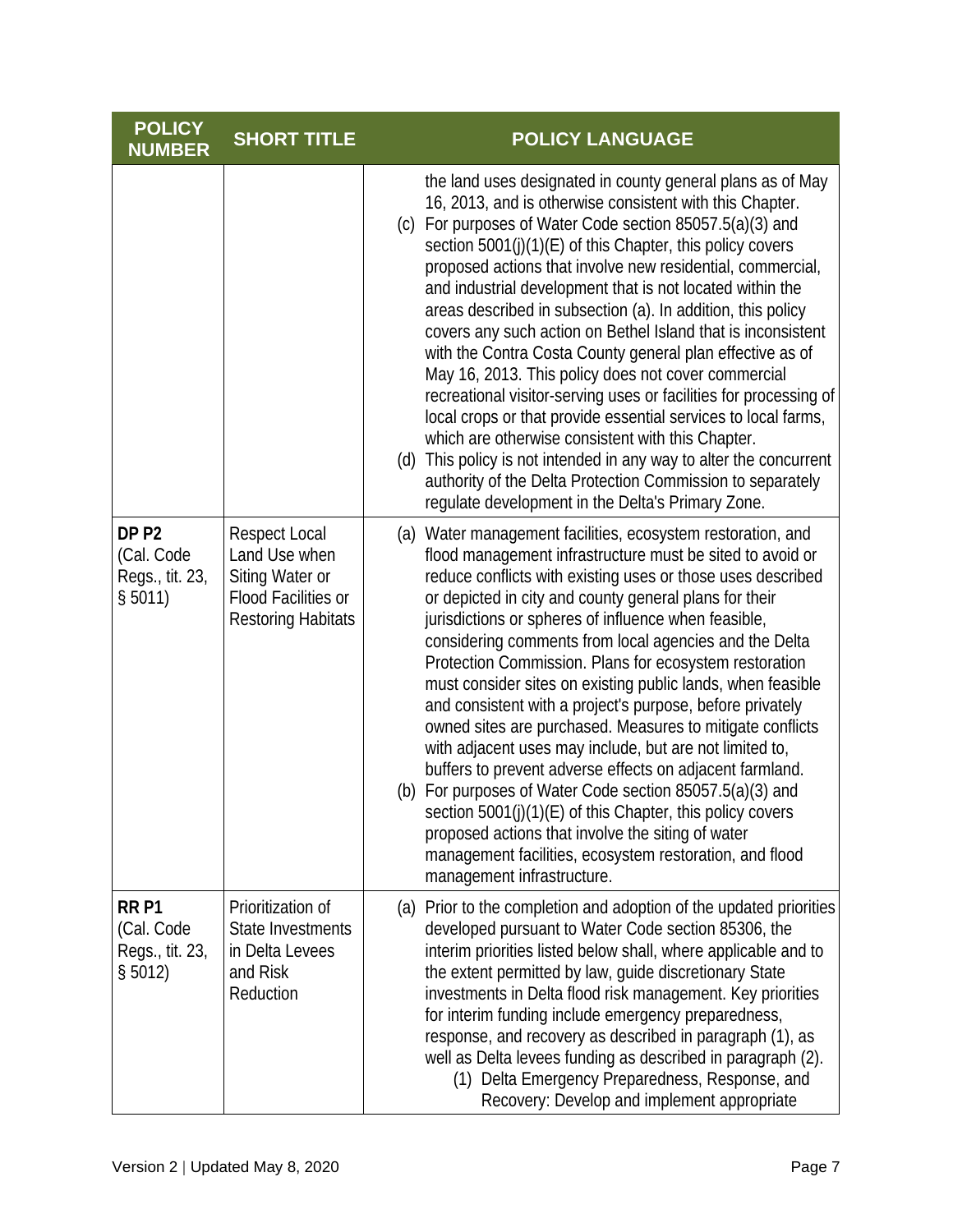| POLICY NUMBER | SHORT TITLE | POLICY LANGUAGE |
|---|---|---|
| | | the land uses designated in county general plans as of May 16, 2013, and is otherwise consistent with this Chapter.<br>(c) For purposes of Water Code section 85057.5(a)(3) and section 5001(j)(1)(E) of this Chapter, this policy covers proposed actions that involve new residential, commercial, and industrial development that is not located within the areas described in subsection (a). In addition, this policy covers any such action on Bethel Island that is inconsistent with the Contra Costa County general plan effective as of May 16, 2013. This policy does not cover commercial recreational visitor-serving uses or facilities for processing of local crops or that provide essential services to local farms, which are otherwise consistent with this Chapter.<br>(d) This policy is not intended in any way to alter the concurrent authority of the Delta Protection Commission to separately regulate development in the Delta's Primary Zone. |
| **DP P2** (Cal. Code Regs., tit. 23, § 5011) | Respect Local Land Use when Siting Water or Flood Facilities or Restoring Habitats | (a) Water management facilities, ecosystem restoration, and flood management infrastructure must be sited to avoid or reduce conflicts with existing uses or those uses described or depicted in city and county general plans for their jurisdictions or spheres of influence when feasible, considering comments from local agencies and the Delta Protection Commission. Plans for ecosystem restoration must consider sites on existing public lands, when feasible and consistent with a project's purpose, before privately owned sites are purchased. Measures to mitigate conflicts with adjacent uses may include, but are not limited to, buffers to prevent adverse effects on adjacent farmland.<br>(b) For purposes of Water Code section 85057.5(a)(3) and section 5001(j)(1)(E) of this Chapter, this policy covers proposed actions that involve the siting of water management facilities, ecosystem restoration, and flood management infrastructure. |
| **RR P1** (Cal. Code Regs., tit. 23, § 5012) | Prioritization of State Investments in Delta Levees and Risk Reduction | (a) Prior to the completion and adoption of the updated priorities developed pursuant to Water Code section 85306, the interim priorities listed below shall, where applicable and to the extent permitted by law, guide discretionary State investments in Delta flood risk management. Key priorities for interim funding include emergency preparedness, response, and recovery as described in paragraph (1), as well as Delta levees funding as described in paragraph (2).<br>(1) Delta Emergency Preparedness, Response, and Recovery: Develop and implement appropriate |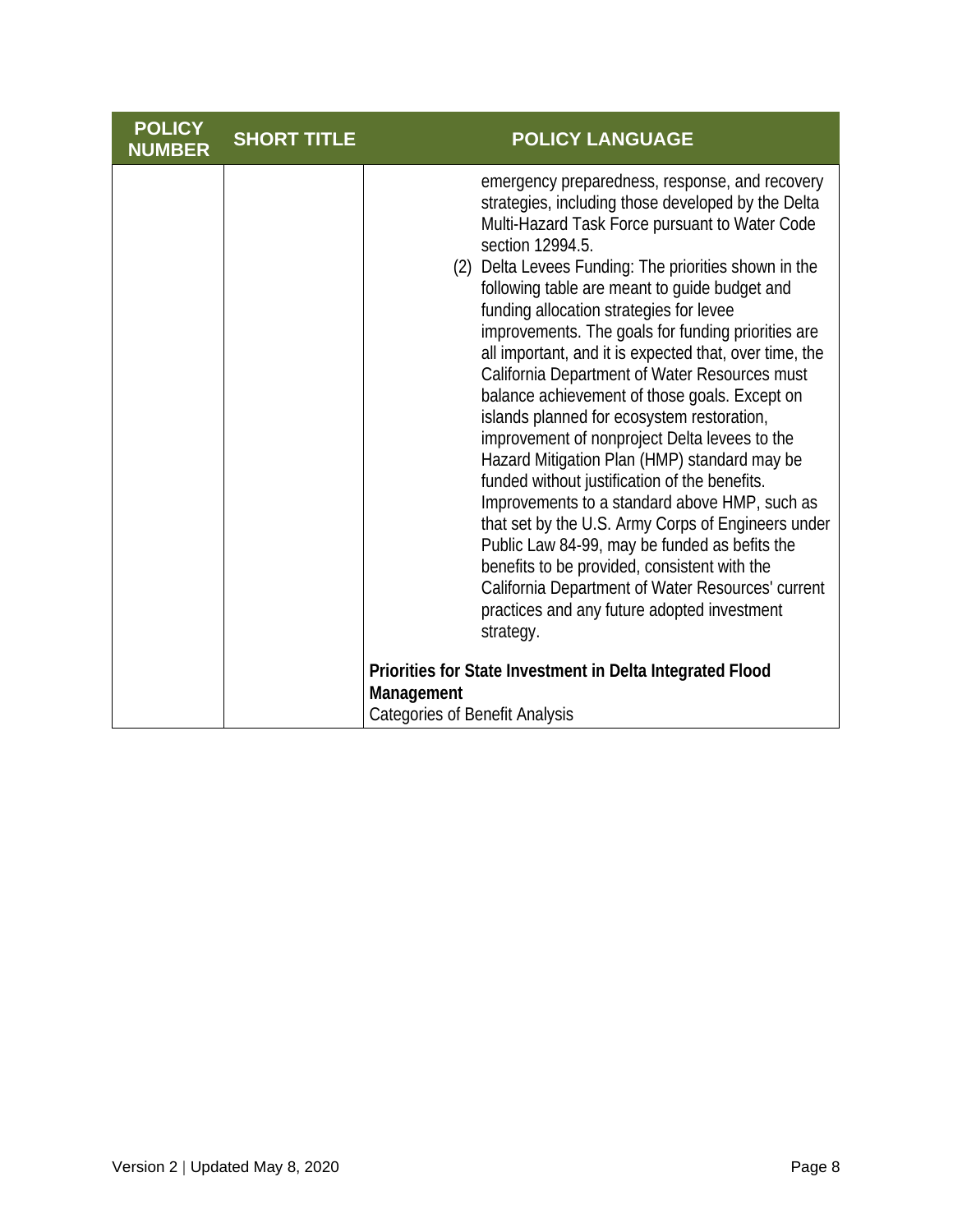| POLICY NUMBER | SHORT TITLE | POLICY LANGUAGE |
| --- | --- | --- |
| | | emergency preparedness, response, and recovery strategies, including those developed by the Delta Multi-Hazard Task Force pursuant to Water Code section 12994.5.<br>(2) Delta Levees Funding: The priorities shown in the following table are meant to guide budget and funding allocation strategies for levee improvements. The goals for funding priorities are all important, and it is expected that, over time, the California Department of Water Resources must balance achievement of those goals. Except on islands planned for ecosystem restoration, improvement of nonproject Delta levees to the Hazard Mitigation Plan (HMP) standard may be funded without justification of the benefits. Improvements to a standard above HMP, such as that set by the U.S. Army Corps of Engineers under Public Law 84-99, may be funded as befits the benefits to be provided, consistent with the California Department of Water Resources' current practices and any future adopted investment strategy.<br><br>**Priorities for State Investment in Delta Integrated Flood Management**<br>Categories of Benefit Analysis |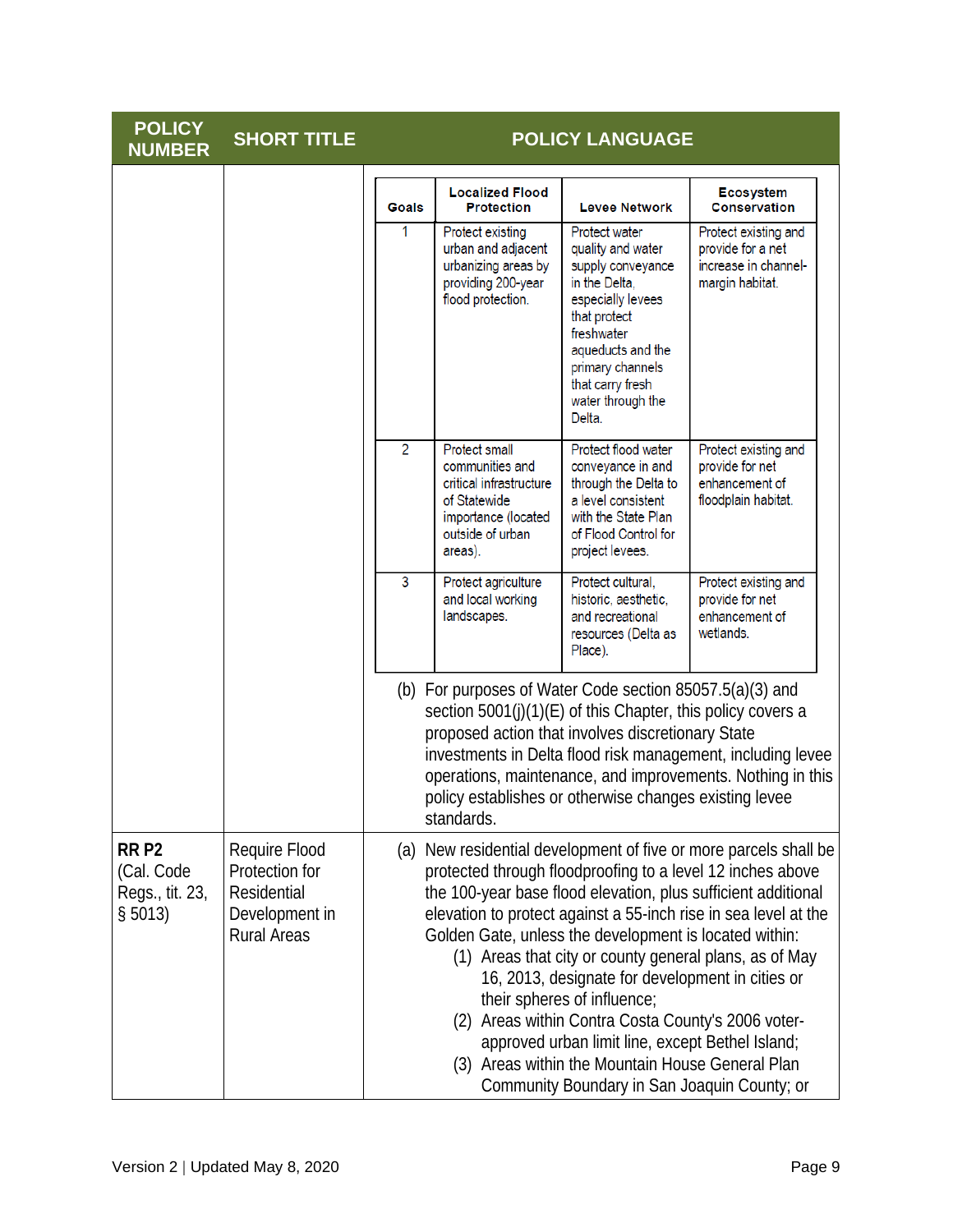| POLICY NUMBER | SHORT TITLE | POLICY LANGUAGE |
|---|---|---|
| | | (see nested table and text below) |
| RR P2 (Cal. Code Regs., tit. 23, § 5013) | Require Flood Protection for Residential Development in Rural Areas | (see text below) |

| Goals | Localized Flood Protection | Levee Network | Ecosystem Conservation |
|---|---|---|---|
| 1 | Protect existing urban and adjacent urbanizing areas by providing 200-year flood protection. | Protect water quality and water supply conveyance in the Delta, especially levees that protect freshwater aqueducts and the primary channels that carry fresh water through the Delta. | Protect existing and provide for a net increase in channel-margin habitat. |
| 2 | Protect small communities and critical infrastructure of Statewide importance (located outside of urban areas). | Protect flood water conveyance in and through the Delta to a level consistent with the State Plan of Flood Control for project levees. | Protect existing and provide for net enhancement of floodplain habitat. |
| 3 | Protect agriculture and local working landscapes. | Protect cultural, historic, aesthetic, and recreational resources (Delta as Place). | Protect existing and provide for net enhancement of wetlands. |

(b) For purposes of Water Code section 85057.5(a)(3) and section 5001(j)(1)(E) of this Chapter, this policy covers a proposed action that involves discretionary State investments in Delta flood risk management, including levee operations, maintenance, and improvements. Nothing in this policy establishes or otherwise changes existing levee standards.

**RR P2** (Cal. Code Regs., tit. 23, § 5013) — Require Flood Protection for Residential Development in Rural Areas

(a) New residential development of five or more parcels shall be protected through floodproofing to a level 12 inches above the 100-year base flood elevation, plus sufficient additional elevation to protect against a 55-inch rise in sea level at the Golden Gate, unless the development is located within:

(1) Areas that city or county general plans, as of May 16, 2013, designate for development in cities or their spheres of influence;

(2) Areas within Contra Costa County's 2006 voter-approved urban limit line, except Bethel Island;

(3) Areas within the Mountain House General Plan Community Boundary in San Joaquin County; or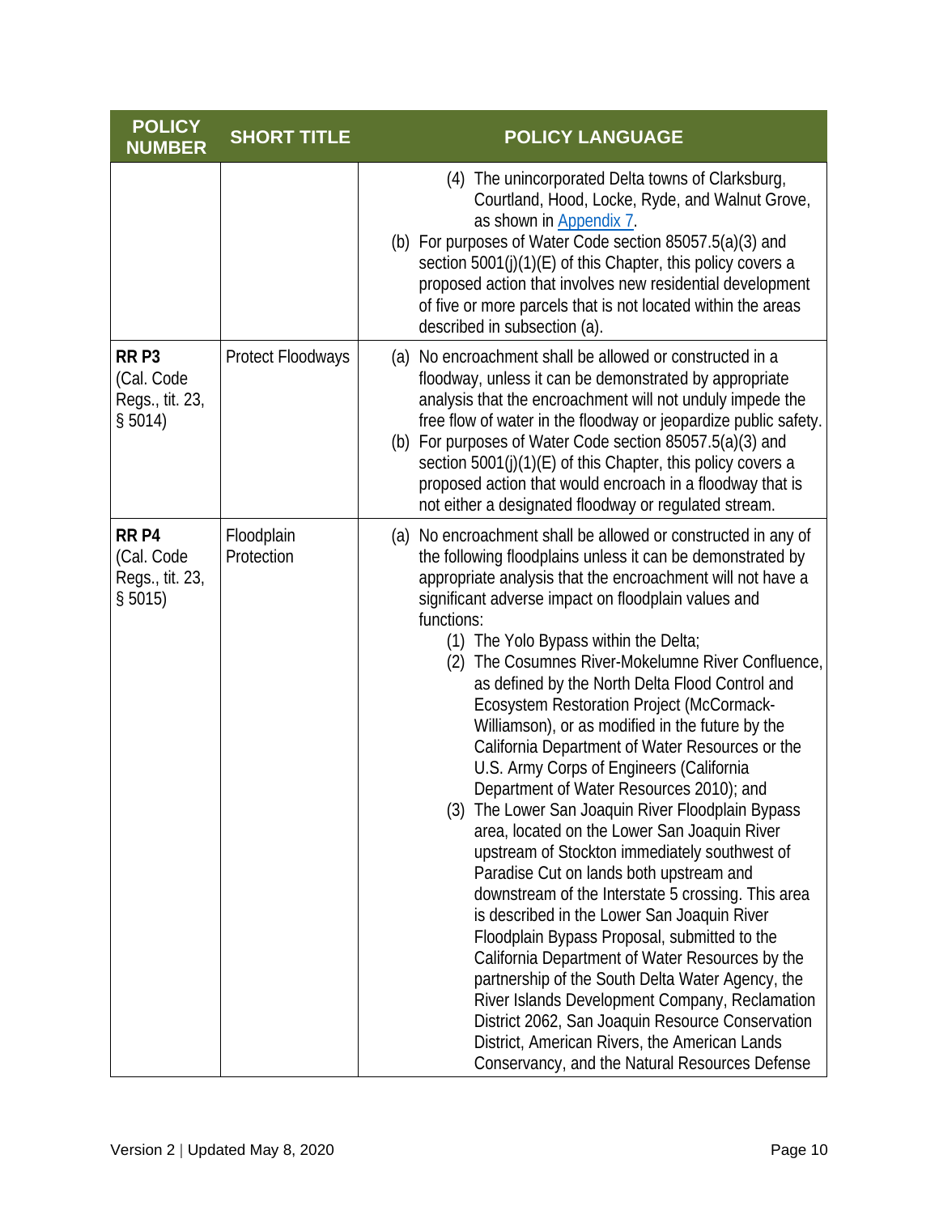| POLICY NUMBER | SHORT TITLE | POLICY LANGUAGE |
|---|---|---|
| | | (4) The unincorporated Delta towns of Clarksburg, Courtland, Hood, Locke, Ryde, and Walnut Grove, as shown in Appendix 7.<br>(b) For purposes of Water Code section 85057.5(a)(3) and section 5001(j)(1)(E) of this Chapter, this policy covers a proposed action that involves new residential development of five or more parcels that is not located within the areas described in subsection (a). |
| **RR P3** (Cal. Code Regs., tit. 23, § 5014) | Protect Floodways | (a) No encroachment shall be allowed or constructed in a floodway, unless it can be demonstrated by appropriate analysis that the encroachment will not unduly impede the free flow of water in the floodway or jeopardize public safety.<br>(b) For purposes of Water Code section 85057.5(a)(3) and section 5001(j)(1)(E) of this Chapter, this policy covers a proposed action that would encroach in a floodway that is not either a designated floodway or regulated stream. |
| **RR P4** (Cal. Code Regs., tit. 23, § 5015) | Floodplain Protection | (a) No encroachment shall be allowed or constructed in any of the following floodplains unless it can be demonstrated by appropriate analysis that the encroachment will not have a significant adverse impact on floodplain values and functions:<br>(1) The Yolo Bypass within the Delta;<br>(2) The Cosumnes River-Mokelumne River Confluence, as defined by the North Delta Flood Control and Ecosystem Restoration Project (McCormack-Williamson), or as modified in the future by the California Department of Water Resources or the U.S. Army Corps of Engineers (California Department of Water Resources 2010); and<br>(3) The Lower San Joaquin River Floodplain Bypass area, located on the Lower San Joaquin River upstream of Stockton immediately southwest of Paradise Cut on lands both upstream and downstream of the Interstate 5 crossing. This area is described in the Lower San Joaquin River Floodplain Bypass Proposal, submitted to the California Department of Water Resources by the partnership of the South Delta Water Agency, the River Islands Development Company, Reclamation District 2062, San Joaquin Resource Conservation District, American Rivers, the American Lands Conservancy, and the Natural Resources Defense |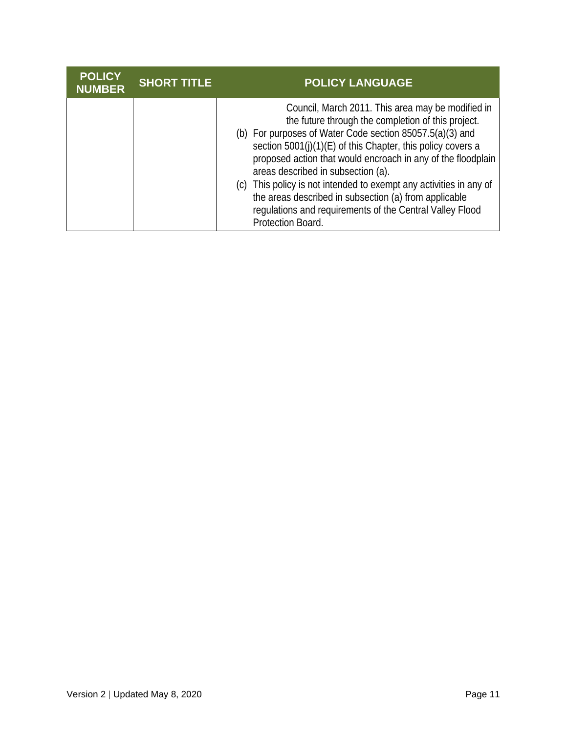| POLICY NUMBER | SHORT TITLE | POLICY LANGUAGE |
|---|---|---|
| | | Council, March 2011. This area may be modified in the future through the completion of this project.<br>(b) For purposes of Water Code section 85057.5(a)(3) and section 5001(j)(1)(E) of this Chapter, this policy covers a proposed action that would encroach in any of the floodplain areas described in subsection (a).<br>(c) This policy is not intended to exempt any activities in any of the areas described in subsection (a) from applicable regulations and requirements of the Central Valley Flood Protection Board. |